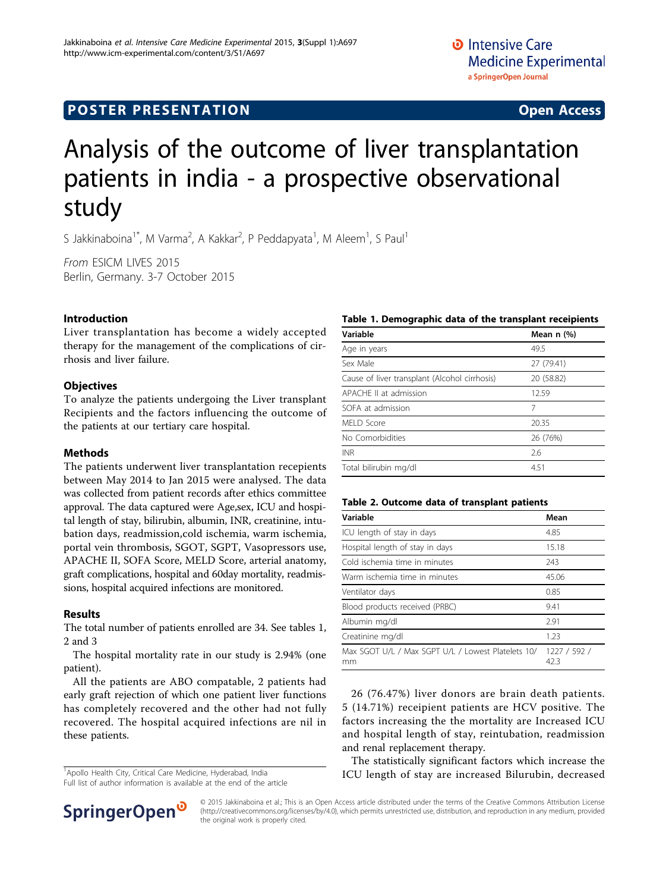POSTER PRESENTATION — Open Access

# Analysis of the outcome of liver transplantation patients in india - a prospective observational study

S Jakkinaboina[1*], M Varma[2], A Kakkar[2], P Peddapyata[1], M Aleem[1], S Paul[1]

*From* ESICM LIVES 2015
Berlin, Germany. 3-7 October 2015

## Introduction

Liver transplantation has become a widely accepted therapy for the management of the complications of cirrhosis and liver failure.

## Objectives

To analyze the patients undergoing the Liver transplant Recipients and the factors influencing the outcome of the patients at our tertiary care hospital.

## Methods

The patients underwent liver transplantation recepients between May 2014 to Jan 2015 were analysed. The data was collected from patient records after ethics committee approval. The data captured were Age,sex, ICU and hospital length of stay, bilirubin, albumin, INR, creatinine, intubation days, readmission,cold ischemia, warm ischemia, portal vein thrombosis, SGOT, SGPT, Vasopressors use, APACHE II, SOFA Score, MELD Score, arterial anatomy, graft complications, hospital and 60day mortality, readmissions, hospital acquired infections are monitored.

## Results

The total number of patients enrolled are 34. See tables 1, 2 and 3

The hospital mortality rate in our study is 2.94% (one patient).

All the patients are ABO compatable, 2 patients had early graft rejection of which one patient liver functions has completely recovered and the other had not fully recovered. The hospital acquired infections are nil in these patients.

**Table 1. Demographic data of the transplant receipients**

| Variable | Mean n (%) |
|---|---|
| Age in years | 49.5 |
| Sex Male | 27 (79.41) |
| Cause of liver transplant (Alcohol cirrhosis) | 20 (58.82) |
| APACHE II at admission | 12.59 |
| SOFA at admission | 7 |
| MELD Score | 20.35 |
| No Comorbidities | 26 (76%) |
| INR | 2.6 |
| Total bilirubin mg/dl | 4.51 |

**Table 2. Outcome data of transplant patients**

| Variable | Mean |
|---|---|
| ICU length of stay in days | 4.85 |
| Hospital length of stay in days | 15.18 |
| Cold ischemia time in minutes | 243 |
| Warm ischemia time in minutes | 45.06 |
| Ventilator days | 0.85 |
| Blood products received (PRBC) | 9.41 |
| Albumin mg/dl | 2.91 |
| Creatinine mg/dl | 1.23 |
| Max SGOT U/L / Max SGPT U/L / Lowest Platelets 10/mm | 1227 / 592 / 42.3 |

26 (76.47%) liver donors are brain death patients. 5 (14.71%) receipient patients are HCV positive. The factors increasing the the mortality are Increased ICU and hospital length of stay, reintubation, readmission and renal replacement therapy.

The statistically significant factors which increase the ICU length of stay are increased Bilurubin, decreased

[1]Apollo Health City, Critical Care Medicine, Hyderabad, India
Full list of author information is available at the end of the article

© 2015 Jakkinaboina et al.; This is an Open Access article distributed under the terms of the Creative Commons Attribution License (http://creativecommons.org/licenses/by/4.0), which permits unrestricted use, distribution, and reproduction in any medium, provided the original work is properly cited.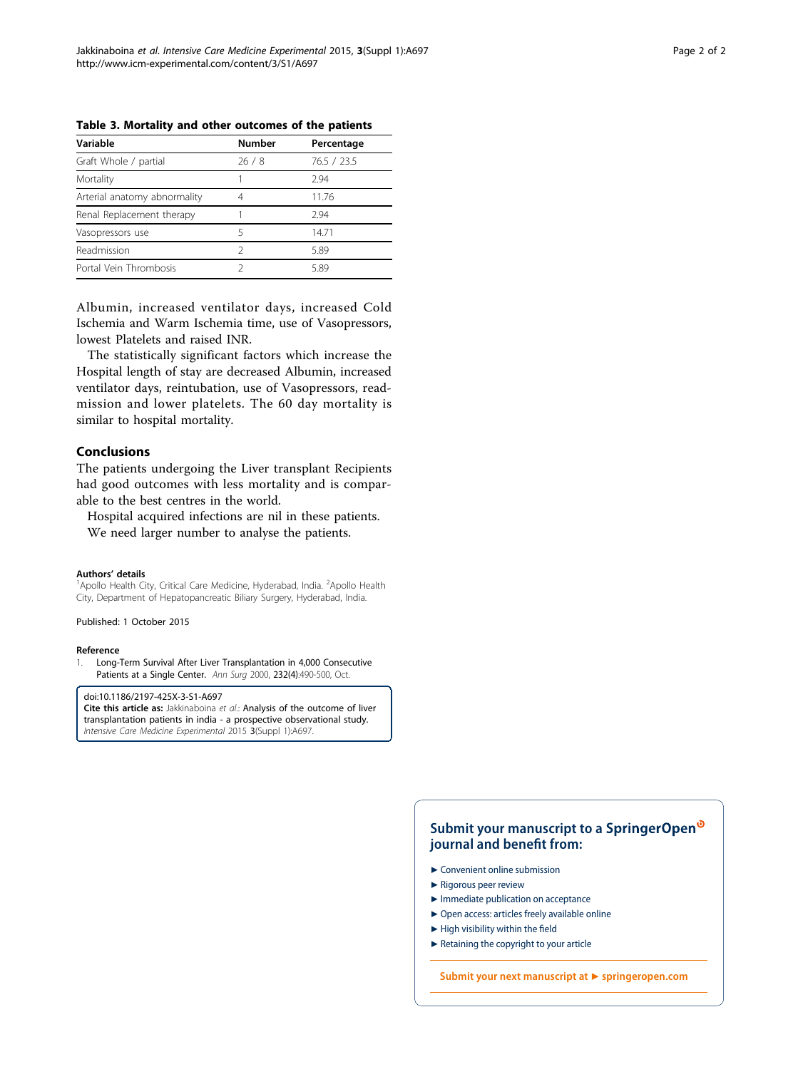**Table 3. Mortality and other outcomes of the patients**

| Variable | Number | Percentage |
|---|---|---|
| Graft Whole / partial | 26 / 8 | 76.5 / 23.5 |
| Mortality | 1 | 2.94 |
| Arterial anatomy abnormality | 4 | 11.76 |
| Renal Replacement therapy | 1 | 2.94 |
| Vasopressors use | 5 | 14.71 |
| Readmission | 2 | 5.89 |
| Portal Vein Thrombosis | 2 | 5.89 |

Albumin, increased ventilator days, increased Cold Ischemia and Warm Ischemia time, use of Vasopressors, lowest Platelets and raised INR.

The statistically significant factors which increase the Hospital length of stay are decreased Albumin, increased ventilator days, reintubation, use of Vasopressors, readmission and lower platelets. The 60 day mortality is similar to hospital mortality.

## Conclusions

The patients undergoing the Liver transplant Recipients had good outcomes with less mortality and is comparable to the best centres in the world.

Hospital acquired infections are nil in these patients.

We need larger number to analyse the patients.

**Authors' details**
[1]Apollo Health City, Critical Care Medicine, Hyderabad, India. [2]Apollo Health City, Department of Hepatopancreatic Biliary Surgery, Hyderabad, India.

Published: 1 October 2015

**Reference**

1. Long-Term Survival After Liver Transplantation in 4,000 Consecutive Patients at a Single Center. *Ann Surg* 2000, **232(4)**:490-500, Oct.

doi:10.1186/2197-425X-3-S1-A697
**Cite this article as:** Jakkinaboina *et al.*: Analysis of the outcome of liver transplantation patients in india - a prospective observational study. *Intensive Care Medicine Experimental* 2015 **3**(Suppl 1):A697.

**Submit your manuscript to a SpringerOpen journal and benefit from:**

- ► Convenient online submission
- ► Rigorous peer review
- ► Immediate publication on acceptance
- ► Open access: articles freely available online
- ► High visibility within the field
- ► Retaining the copyright to your article

**Submit your next manuscript at ► springeropen.com**